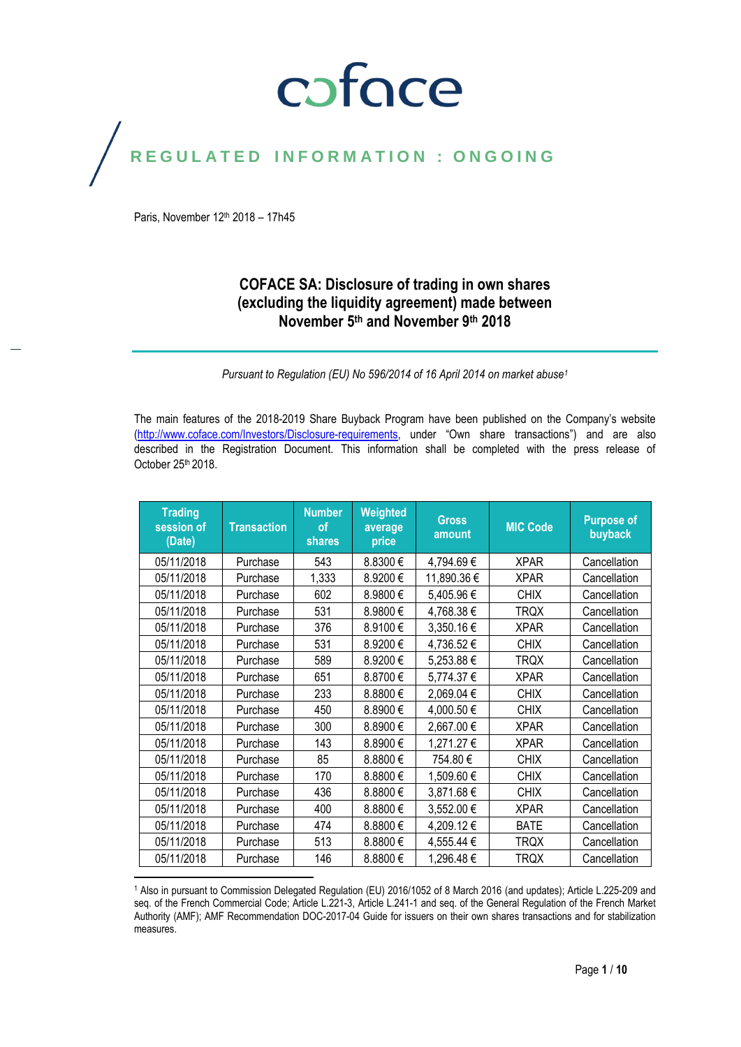# coface

REGULATED INFORMATION : ONGOING

Paris, November 12th 2018 – 17h45

## COFACE SA: Disclosure of trading in own shares (excluding the liquidity agreement) made between November 5th and November 9th 2018

*Pursuant to Regulation (EU) No 596/2014 of 16 April 2014 on market abuse[1]*

The main features of the 2018-2019 Share Buyback Program have been published on the Company's website (http://www.coface.com/Investors/Disclosure-requirements, under "Own share transactions") and are also described in the Registration Document. This information shall be completed with the press release of October 25th 2018.

| Trading session of (Date) | Transaction | Number of shares | Weighted average price | Gross amount | MIC Code | Purpose of buyback |
|---|---|---|---|---|---|---|
| 05/11/2018 | Purchase | 543 | 8.8300 € | 4,794.69 € | XPAR | Cancellation |
| 05/11/2018 | Purchase | 1,333 | 8.9200 € | 11,890.36 € | XPAR | Cancellation |
| 05/11/2018 | Purchase | 602 | 8.9800 € | 5,405.96 € | CHIX | Cancellation |
| 05/11/2018 | Purchase | 531 | 8.9800 € | 4,768.38 € | TRQX | Cancellation |
| 05/11/2018 | Purchase | 376 | 8.9100 € | 3,350.16 € | XPAR | Cancellation |
| 05/11/2018 | Purchase | 531 | 8.9200 € | 4,736.52 € | CHIX | Cancellation |
| 05/11/2018 | Purchase | 589 | 8.9200 € | 5,253.88 € | TRQX | Cancellation |
| 05/11/2018 | Purchase | 651 | 8.8700 € | 5,774.37 € | XPAR | Cancellation |
| 05/11/2018 | Purchase | 233 | 8.8800 € | 2,069.04 € | CHIX | Cancellation |
| 05/11/2018 | Purchase | 450 | 8.8900 € | 4,000.50 € | CHIX | Cancellation |
| 05/11/2018 | Purchase | 300 | 8.8900 € | 2,667.00 € | XPAR | Cancellation |
| 05/11/2018 | Purchase | 143 | 8.8900 € | 1,271.27 € | XPAR | Cancellation |
| 05/11/2018 | Purchase | 85 | 8.8800 € | 754.80 € | CHIX | Cancellation |
| 05/11/2018 | Purchase | 170 | 8.8800 € | 1,509.60 € | CHIX | Cancellation |
| 05/11/2018 | Purchase | 436 | 8.8800 € | 3,871.68 € | CHIX | Cancellation |
| 05/11/2018 | Purchase | 400 | 8.8800 € | 3,552.00 € | XPAR | Cancellation |
| 05/11/2018 | Purchase | 474 | 8.8800 € | 4,209.12 € | BATE | Cancellation |
| 05/11/2018 | Purchase | 513 | 8.8800 € | 4,555.44 € | TRQX | Cancellation |
| 05/11/2018 | Purchase | 146 | 8.8800 € | 1,296.48 € | TRQX | Cancellation |

[1] Also in pursuant to Commission Delegated Regulation (EU) 2016/1052 of 8 March 2016 (and updates); Article L.225-209 and seq. of the French Commercial Code; Article L.221-3, Article L.241-1 and seq. of the General Regulation of the French Market Authority (AMF); AMF Recommendation DOC-2017-04 Guide for issuers on their own shares transactions and for stabilization measures.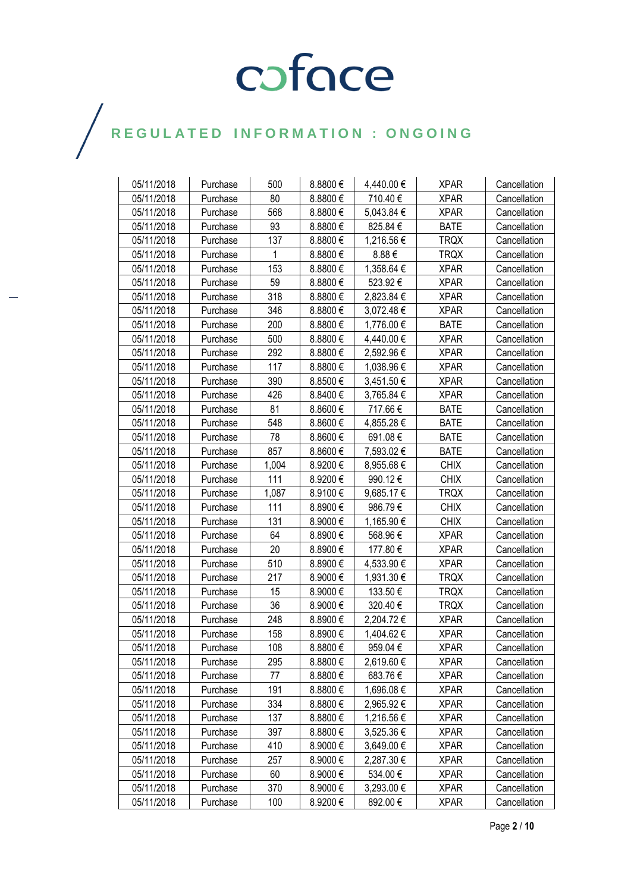| 05/11/2018 | Purchase | 500 | 8.8800 € | 4,440.00 € | XPAR | Cancellation |
|---|---|---|---|---|---|---|
| 05/11/2018 | Purchase | 80 | 8.8800 € | 710.40 € | XPAR | Cancellation |
| 05/11/2018 | Purchase | 568 | 8.8800 € | 5,043.84 € | XPAR | Cancellation |
| 05/11/2018 | Purchase | 93 | 8.8800 € | 825.84 € | BATE | Cancellation |
| 05/11/2018 | Purchase | 137 | 8.8800 € | 1,216.56 € | TRQX | Cancellation |
| 05/11/2018 | Purchase | 1 | 8.8800 € | 8.88 € | TRQX | Cancellation |
| 05/11/2018 | Purchase | 153 | 8.8800 € | 1,358.64 € | XPAR | Cancellation |
| 05/11/2018 | Purchase | 59 | 8.8800 € | 523.92 € | XPAR | Cancellation |
| 05/11/2018 | Purchase | 318 | 8.8800 € | 2,823.84 € | XPAR | Cancellation |
| 05/11/2018 | Purchase | 346 | 8.8800 € | 3,072.48 € | XPAR | Cancellation |
| 05/11/2018 | Purchase | 200 | 8.8800 € | 1,776.00 € | BATE | Cancellation |
| 05/11/2018 | Purchase | 500 | 8.8800 € | 4,440.00 € | XPAR | Cancellation |
| 05/11/2018 | Purchase | 292 | 8.8800 € | 2,592.96 € | XPAR | Cancellation |
| 05/11/2018 | Purchase | 117 | 8.8800 € | 1,038.96 € | XPAR | Cancellation |
| 05/11/2018 | Purchase | 390 | 8.8500 € | 3,451.50 € | XPAR | Cancellation |
| 05/11/2018 | Purchase | 426 | 8.8400 € | 3,765.84 € | XPAR | Cancellation |
| 05/11/2018 | Purchase | 81 | 8.8600 € | 717.66 € | BATE | Cancellation |
| 05/11/2018 | Purchase | 548 | 8.8600 € | 4,855.28 € | BATE | Cancellation |
| 05/11/2018 | Purchase | 78 | 8.8600 € | 691.08 € | BATE | Cancellation |
| 05/11/2018 | Purchase | 857 | 8.8600 € | 7,593.02 € | BATE | Cancellation |
| 05/11/2018 | Purchase | 1,004 | 8.9200 € | 8,955.68 € | CHIX | Cancellation |
| 05/11/2018 | Purchase | 111 | 8.9200 € | 990.12 € | CHIX | Cancellation |
| 05/11/2018 | Purchase | 1,087 | 8.9100 € | 9,685.17 € | TRQX | Cancellation |
| 05/11/2018 | Purchase | 111 | 8.8900 € | 986.79 € | CHIX | Cancellation |
| 05/11/2018 | Purchase | 131 | 8.9000 € | 1,165.90 € | CHIX | Cancellation |
| 05/11/2018 | Purchase | 64 | 8.8900 € | 568.96 € | XPAR | Cancellation |
| 05/11/2018 | Purchase | 20 | 8.8900 € | 177.80 € | XPAR | Cancellation |
| 05/11/2018 | Purchase | 510 | 8.8900 € | 4,533.90 € | XPAR | Cancellation |
| 05/11/2018 | Purchase | 217 | 8.9000 € | 1,931.30 € | TRQX | Cancellation |
| 05/11/2018 | Purchase | 15 | 8.9000 € | 133.50 € | TRQX | Cancellation |
| 05/11/2018 | Purchase | 36 | 8.9000 € | 320.40 € | TRQX | Cancellation |
| 05/11/2018 | Purchase | 248 | 8.8900 € | 2,204.72 € | XPAR | Cancellation |
| 05/11/2018 | Purchase | 158 | 8.8900 € | 1,404.62 € | XPAR | Cancellation |
| 05/11/2018 | Purchase | 108 | 8.8800 € | 959.04 € | XPAR | Cancellation |
| 05/11/2018 | Purchase | 295 | 8.8800 € | 2,619.60 € | XPAR | Cancellation |
| 05/11/2018 | Purchase | 77 | 8.8800 € | 683.76 € | XPAR | Cancellation |
| 05/11/2018 | Purchase | 191 | 8.8800 € | 1,696.08 € | XPAR | Cancellation |
| 05/11/2018 | Purchase | 334 | 8.8800 € | 2,965.92 € | XPAR | Cancellation |
| 05/11/2018 | Purchase | 137 | 8.8800 € | 1,216.56 € | XPAR | Cancellation |
| 05/11/2018 | Purchase | 397 | 8.8800 € | 3,525.36 € | XPAR | Cancellation |
| 05/11/2018 | Purchase | 410 | 8.9000 € | 3,649.00 € | XPAR | Cancellation |
| 05/11/2018 | Purchase | 257 | 8.9000 € | 2,287.30 € | XPAR | Cancellation |
| 05/11/2018 | Purchase | 60 | 8.9000 € | 534.00 € | XPAR | Cancellation |
| 05/11/2018 | Purchase | 370 | 8.9000 € | 3,293.00 € | XPAR | Cancellation |
| 05/11/2018 | Purchase | 100 | 8.9200 € | 892.00 € | XPAR | Cancellation |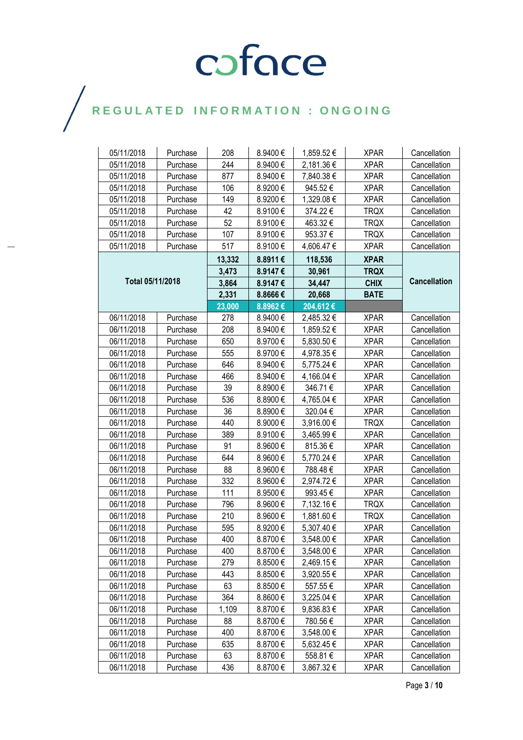| | | | | | | |
|---|---|---|---|---|---|---|
| 05/11/2018 | Purchase | 208 | 8.9400 € | 1,859.52 € | XPAR | Cancellation |
| 05/11/2018 | Purchase | 244 | 8.9400 € | 2,181.36 € | XPAR | Cancellation |
| 05/11/2018 | Purchase | 877 | 8.9400 € | 7,840.38 € | XPAR | Cancellation |
| 05/11/2018 | Purchase | 106 | 8.9200 € | 945.52 € | XPAR | Cancellation |
| 05/11/2018 | Purchase | 149 | 8.9200 € | 1,329.08 € | XPAR | Cancellation |
| 05/11/2018 | Purchase | 42 | 8.9100 € | 374.22 € | TRQX | Cancellation |
| 05/11/2018 | Purchase | 52 | 8.9100 € | 463.32 € | TRQX | Cancellation |
| 05/11/2018 | Purchase | 107 | 8.9100 € | 953.37 € | TRQX | Cancellation |
| 05/11/2018 | Purchase | 517 | 8.9100 € | 4,606.47 € | XPAR | Cancellation |
| **Total 05/11/2018** | | **13,332** | **8.8911 €** | **118,536** | **XPAR** | **Cancellation** |
| | | **3,473** | **8.9147 €** | **30,961** | **TRQX** | |
| | | **3,864** | **8.9147 €** | **34,447** | **CHIX** | |
| | | **2,331** | **8.8666 €** | **20,668** | **BATE** | |
| | | **23,000** | **8.8962 €** | **204,612 €** | | |
| 06/11/2018 | Purchase | 278 | 8.9400 € | 2,485.32 € | XPAR | Cancellation |
| 06/11/2018 | Purchase | 208 | 8.9400 € | 1,859.52 € | XPAR | Cancellation |
| 06/11/2018 | Purchase | 650 | 8.9700 € | 5,830.50 € | XPAR | Cancellation |
| 06/11/2018 | Purchase | 555 | 8.9700 € | 4,978.35 € | XPAR | Cancellation |
| 06/11/2018 | Purchase | 646 | 8.9400 € | 5,775.24 € | XPAR | Cancellation |
| 06/11/2018 | Purchase | 466 | 8.9400 € | 4,166.04 € | XPAR | Cancellation |
| 06/11/2018 | Purchase | 39 | 8.8900 € | 346.71 € | XPAR | Cancellation |
| 06/11/2018 | Purchase | 536 | 8.8900 € | 4,765.04 € | XPAR | Cancellation |
| 06/11/2018 | Purchase | 36 | 8.8900 € | 320.04 € | XPAR | Cancellation |
| 06/11/2018 | Purchase | 440 | 8.9000 € | 3,916.00 € | TRQX | Cancellation |
| 06/11/2018 | Purchase | 389 | 8.9100 € | 3,465.99 € | XPAR | Cancellation |
| 06/11/2018 | Purchase | 91 | 8.9600 € | 815.36 € | XPAR | Cancellation |
| 06/11/2018 | Purchase | 644 | 8.9600 € | 5,770.24 € | XPAR | Cancellation |
| 06/11/2018 | Purchase | 88 | 8.9600 € | 788.48 € | XPAR | Cancellation |
| 06/11/2018 | Purchase | 332 | 8.9600 € | 2,974.72 € | XPAR | Cancellation |
| 06/11/2018 | Purchase | 111 | 8.9500 € | 993.45 € | XPAR | Cancellation |
| 06/11/2018 | Purchase | 796 | 8.9600 € | 7,132.16 € | TRQX | Cancellation |
| 06/11/2018 | Purchase | 210 | 8.9600 € | 1,881.60 € | TRQX | Cancellation |
| 06/11/2018 | Purchase | 595 | 8.9200 € | 5,307.40 € | XPAR | Cancellation |
| 06/11/2018 | Purchase | 400 | 8.8700 € | 3,548.00 € | XPAR | Cancellation |
| 06/11/2018 | Purchase | 400 | 8.8700 € | 3,548.00 € | XPAR | Cancellation |
| 06/11/2018 | Purchase | 279 | 8.8500 € | 2,469.15 € | XPAR | Cancellation |
| 06/11/2018 | Purchase | 443 | 8.8500 € | 3,920.55 € | XPAR | Cancellation |
| 06/11/2018 | Purchase | 63 | 8.8500 € | 557.55 € | XPAR | Cancellation |
| 06/11/2018 | Purchase | 364 | 8.8600 € | 3,225.04 € | XPAR | Cancellation |
| 06/11/2018 | Purchase | 1,109 | 8.8700 € | 9,836.83 € | XPAR | Cancellation |
| 06/11/2018 | Purchase | 88 | 8.8700 € | 780.56 € | XPAR | Cancellation |
| 06/11/2018 | Purchase | 400 | 8.8700 € | 3,548.00 € | XPAR | Cancellation |
| 06/11/2018 | Purchase | 635 | 8.8700 € | 5,632.45 € | XPAR | Cancellation |
| 06/11/2018 | Purchase | 63 | 8.8700 € | 558.81 € | XPAR | Cancellation |
| 06/11/2018 | Purchase | 436 | 8.8700 € | 3,867.32 € | XPAR | Cancellation |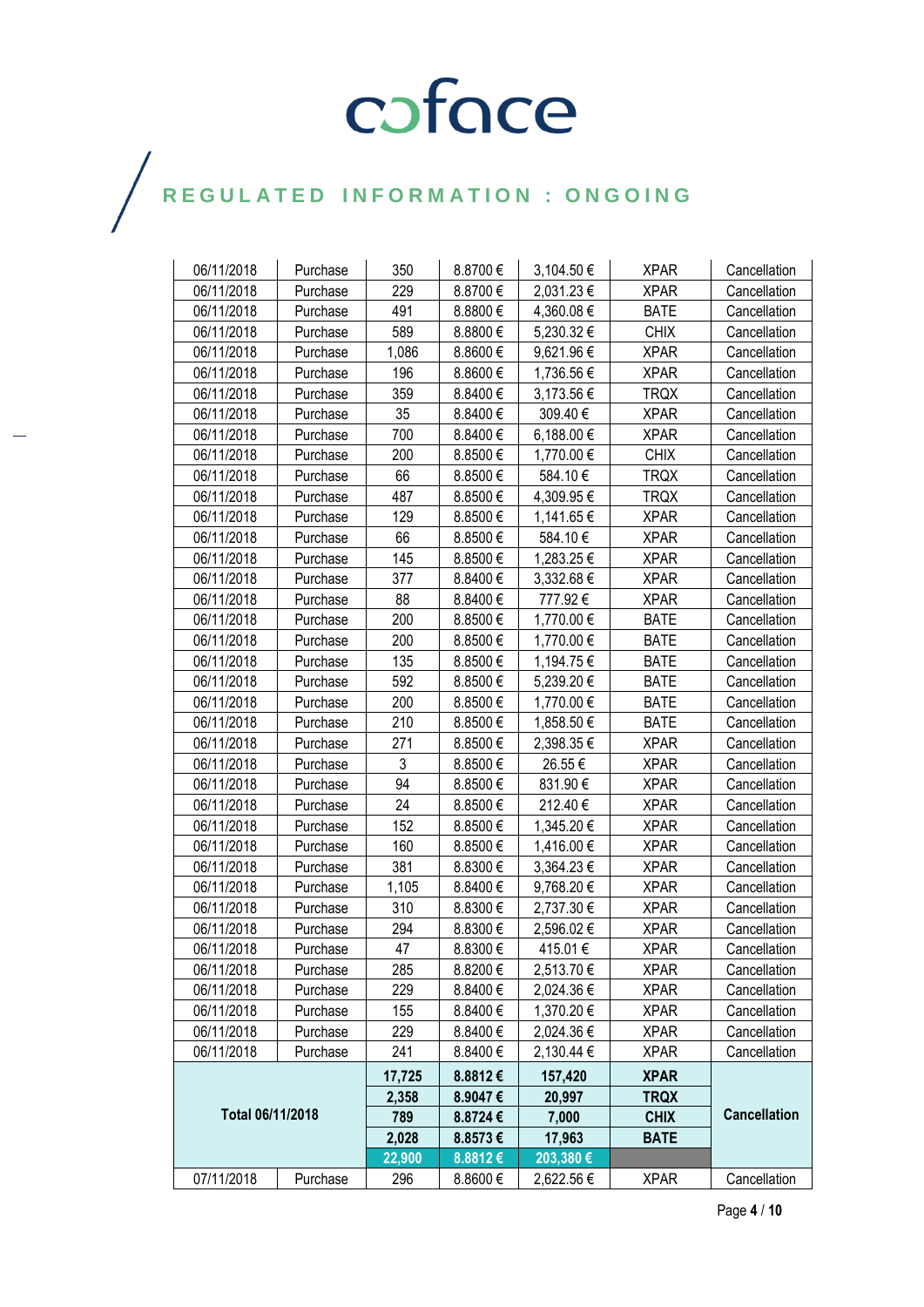coface

REGULATED INFORMATION : ONGOING

| | | | | | | |
|---|---|---|---|---|---|---|
| 06/11/2018 | Purchase | 350 | 8.8700 € | 3,104.50 € | XPAR | Cancellation |
| 06/11/2018 | Purchase | 229 | 8.8700 € | 2,031.23 € | XPAR | Cancellation |
| 06/11/2018 | Purchase | 491 | 8.8800 € | 4,360.08 € | BATE | Cancellation |
| 06/11/2018 | Purchase | 589 | 8.8800 € | 5,230.32 € | CHIX | Cancellation |
| 06/11/2018 | Purchase | 1,086 | 8.8600 € | 9,621.96 € | XPAR | Cancellation |
| 06/11/2018 | Purchase | 196 | 8.8600 € | 1,736.56 € | XPAR | Cancellation |
| 06/11/2018 | Purchase | 359 | 8.8400 € | 3,173.56 € | TRQX | Cancellation |
| 06/11/2018 | Purchase | 35 | 8.8400 € | 309.40 € | XPAR | Cancellation |
| 06/11/2018 | Purchase | 700 | 8.8400 € | 6,188.00 € | XPAR | Cancellation |
| 06/11/2018 | Purchase | 200 | 8.8500 € | 1,770.00 € | CHIX | Cancellation |
| 06/11/2018 | Purchase | 66 | 8.8500 € | 584.10 € | TRQX | Cancellation |
| 06/11/2018 | Purchase | 487 | 8.8500 € | 4,309.95 € | TRQX | Cancellation |
| 06/11/2018 | Purchase | 129 | 8.8500 € | 1,141.65 € | XPAR | Cancellation |
| 06/11/2018 | Purchase | 66 | 8.8500 € | 584.10 € | XPAR | Cancellation |
| 06/11/2018 | Purchase | 145 | 8.8500 € | 1,283.25 € | XPAR | Cancellation |
| 06/11/2018 | Purchase | 377 | 8.8400 € | 3,332.68 € | XPAR | Cancellation |
| 06/11/2018 | Purchase | 88 | 8.8400 € | 777.92 € | XPAR | Cancellation |
| 06/11/2018 | Purchase | 200 | 8.8500 € | 1,770.00 € | BATE | Cancellation |
| 06/11/2018 | Purchase | 200 | 8.8500 € | 1,770.00 € | BATE | Cancellation |
| 06/11/2018 | Purchase | 135 | 8.8500 € | 1,194.75 € | BATE | Cancellation |
| 06/11/2018 | Purchase | 592 | 8.8500 € | 5,239.20 € | BATE | Cancellation |
| 06/11/2018 | Purchase | 200 | 8.8500 € | 1,770.00 € | BATE | Cancellation |
| 06/11/2018 | Purchase | 210 | 8.8500 € | 1,858.50 € | BATE | Cancellation |
| 06/11/2018 | Purchase | 271 | 8.8500 € | 2,398.35 € | XPAR | Cancellation |
| 06/11/2018 | Purchase | 3 | 8.8500 € | 26.55 € | XPAR | Cancellation |
| 06/11/2018 | Purchase | 94 | 8.8500 € | 831.90 € | XPAR | Cancellation |
| 06/11/2018 | Purchase | 24 | 8.8500 € | 212.40 € | XPAR | Cancellation |
| 06/11/2018 | Purchase | 152 | 8.8500 € | 1,345.20 € | XPAR | Cancellation |
| 06/11/2018 | Purchase | 160 | 8.8500 € | 1,416.00 € | XPAR | Cancellation |
| 06/11/2018 | Purchase | 381 | 8.8300 € | 3,364.23 € | XPAR | Cancellation |
| 06/11/2018 | Purchase | 1,105 | 8.8400 € | 9,768.20 € | XPAR | Cancellation |
| 06/11/2018 | Purchase | 310 | 8.8300 € | 2,737.30 € | XPAR | Cancellation |
| 06/11/2018 | Purchase | 294 | 8.8300 € | 2,596.02 € | XPAR | Cancellation |
| 06/11/2018 | Purchase | 47 | 8.8300 € | 415.01 € | XPAR | Cancellation |
| 06/11/2018 | Purchase | 285 | 8.8200 € | 2,513.70 € | XPAR | Cancellation |
| 06/11/2018 | Purchase | 229 | 8.8400 € | 2,024.36 € | XPAR | Cancellation |
| 06/11/2018 | Purchase | 155 | 8.8400 € | 1,370.20 € | XPAR | Cancellation |
| 06/11/2018 | Purchase | 229 | 8.8400 € | 2,024.36 € | XPAR | Cancellation |
| 06/11/2018 | Purchase | 241 | 8.8400 € | 2,130.44 € | XPAR | Cancellation |
| **Total 06/11/2018** | | **17,725** | **8.8812 €** | **157,420** | **XPAR** | **Cancellation** |
| | | **2,358** | **8.9047 €** | **20,997** | **TRQX** | |
| | | **789** | **8.8724 €** | **7,000** | **CHIX** | |
| | | **2,028** | **8.8573 €** | **17,963** | **BATE** | |
| | | **22,900** | **8.8812 €** | **203,380 €** | | |
| 07/11/2018 | Purchase | 296 | 8.8600 € | 2,622.56 € | XPAR | Cancellation |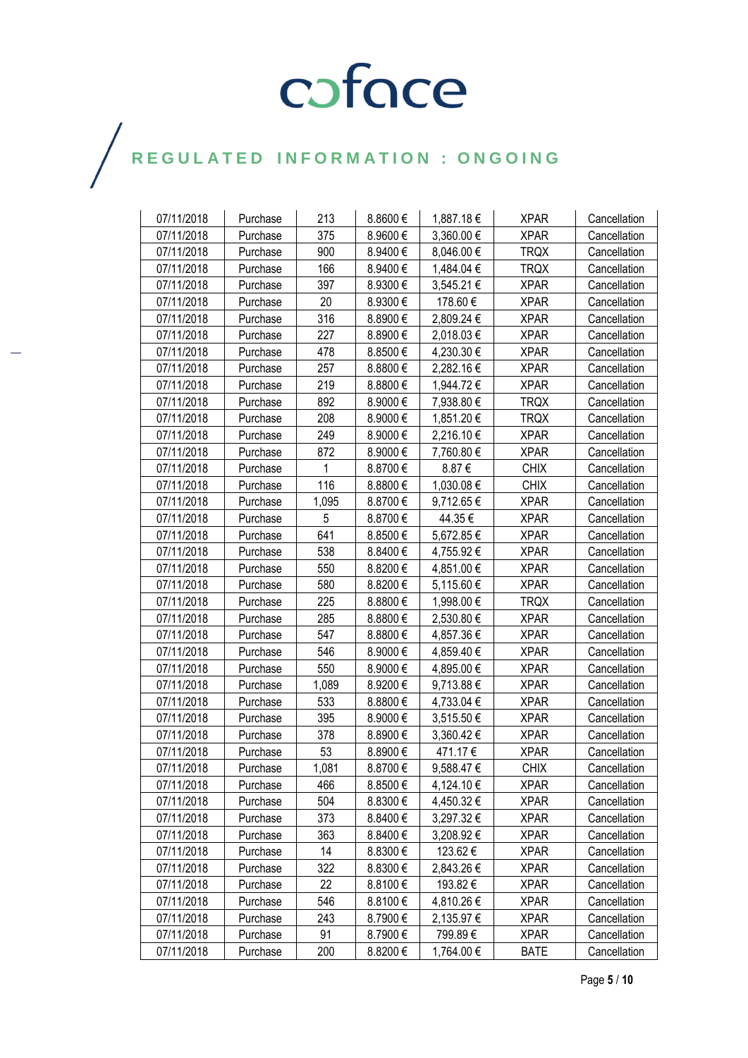| 07/11/2018 | Purchase | 213 | 8.8600 € | 1,887.18 € | XPAR | Cancellation |
|---|---|---|---|---|---|---|
| 07/11/2018 | Purchase | 375 | 8.9600 € | 3,360.00 € | XPAR | Cancellation |
| 07/11/2018 | Purchase | 900 | 8.9400 € | 8,046.00 € | TRQX | Cancellation |
| 07/11/2018 | Purchase | 166 | 8.9400 € | 1,484.04 € | TRQX | Cancellation |
| 07/11/2018 | Purchase | 397 | 8.9300 € | 3,545.21 € | XPAR | Cancellation |
| 07/11/2018 | Purchase | 20 | 8.9300 € | 178.60 € | XPAR | Cancellation |
| 07/11/2018 | Purchase | 316 | 8.8900 € | 2,809.24 € | XPAR | Cancellation |
| 07/11/2018 | Purchase | 227 | 8.8900 € | 2,018.03 € | XPAR | Cancellation |
| 07/11/2018 | Purchase | 478 | 8.8500 € | 4,230.30 € | XPAR | Cancellation |
| 07/11/2018 | Purchase | 257 | 8.8800 € | 2,282.16 € | XPAR | Cancellation |
| 07/11/2018 | Purchase | 219 | 8.8800 € | 1,944.72 € | XPAR | Cancellation |
| 07/11/2018 | Purchase | 892 | 8.9000 € | 7,938.80 € | TRQX | Cancellation |
| 07/11/2018 | Purchase | 208 | 8.9000 € | 1,851.20 € | TRQX | Cancellation |
| 07/11/2018 | Purchase | 249 | 8.9000 € | 2,216.10 € | XPAR | Cancellation |
| 07/11/2018 | Purchase | 872 | 8.9000 € | 7,760.80 € | XPAR | Cancellation |
| 07/11/2018 | Purchase | 1 | 8.8700 € | 8.87 € | CHIX | Cancellation |
| 07/11/2018 | Purchase | 116 | 8.8800 € | 1,030.08 € | CHIX | Cancellation |
| 07/11/2018 | Purchase | 1,095 | 8.8700 € | 9,712.65 € | XPAR | Cancellation |
| 07/11/2018 | Purchase | 5 | 8.8700 € | 44.35 € | XPAR | Cancellation |
| 07/11/2018 | Purchase | 641 | 8.8500 € | 5,672.85 € | XPAR | Cancellation |
| 07/11/2018 | Purchase | 538 | 8.8400 € | 4,755.92 € | XPAR | Cancellation |
| 07/11/2018 | Purchase | 550 | 8.8200 € | 4,851.00 € | XPAR | Cancellation |
| 07/11/2018 | Purchase | 580 | 8.8200 € | 5,115.60 € | XPAR | Cancellation |
| 07/11/2018 | Purchase | 225 | 8.8800 € | 1,998.00 € | TRQX | Cancellation |
| 07/11/2018 | Purchase | 285 | 8.8800 € | 2,530.80 € | XPAR | Cancellation |
| 07/11/2018 | Purchase | 547 | 8.8800 € | 4,857.36 € | XPAR | Cancellation |
| 07/11/2018 | Purchase | 546 | 8.9000 € | 4,859.40 € | XPAR | Cancellation |
| 07/11/2018 | Purchase | 550 | 8.9000 € | 4,895.00 € | XPAR | Cancellation |
| 07/11/2018 | Purchase | 1,089 | 8.9200 € | 9,713.88 € | XPAR | Cancellation |
| 07/11/2018 | Purchase | 533 | 8.8800 € | 4,733.04 € | XPAR | Cancellation |
| 07/11/2018 | Purchase | 395 | 8.9000 € | 3,515.50 € | XPAR | Cancellation |
| 07/11/2018 | Purchase | 378 | 8.8900 € | 3,360.42 € | XPAR | Cancellation |
| 07/11/2018 | Purchase | 53 | 8.8900 € | 471.17 € | XPAR | Cancellation |
| 07/11/2018 | Purchase | 1,081 | 8.8700 € | 9,588.47 € | CHIX | Cancellation |
| 07/11/2018 | Purchase | 466 | 8.8500 € | 4,124.10 € | XPAR | Cancellation |
| 07/11/2018 | Purchase | 504 | 8.8300 € | 4,450.32 € | XPAR | Cancellation |
| 07/11/2018 | Purchase | 373 | 8.8400 € | 3,297.32 € | XPAR | Cancellation |
| 07/11/2018 | Purchase | 363 | 8.8400 € | 3,208.92 € | XPAR | Cancellation |
| 07/11/2018 | Purchase | 14 | 8.8300 € | 123.62 € | XPAR | Cancellation |
| 07/11/2018 | Purchase | 322 | 8.8300 € | 2,843.26 € | XPAR | Cancellation |
| 07/11/2018 | Purchase | 22 | 8.8100 € | 193.82 € | XPAR | Cancellation |
| 07/11/2018 | Purchase | 546 | 8.8100 € | 4,810.26 € | XPAR | Cancellation |
| 07/11/2018 | Purchase | 243 | 8.7900 € | 2,135.97 € | XPAR | Cancellation |
| 07/11/2018 | Purchase | 91 | 8.7900 € | 799.89 € | XPAR | Cancellation |
| 07/11/2018 | Purchase | 200 | 8.8200 € | 1,764.00 € | BATE | Cancellation |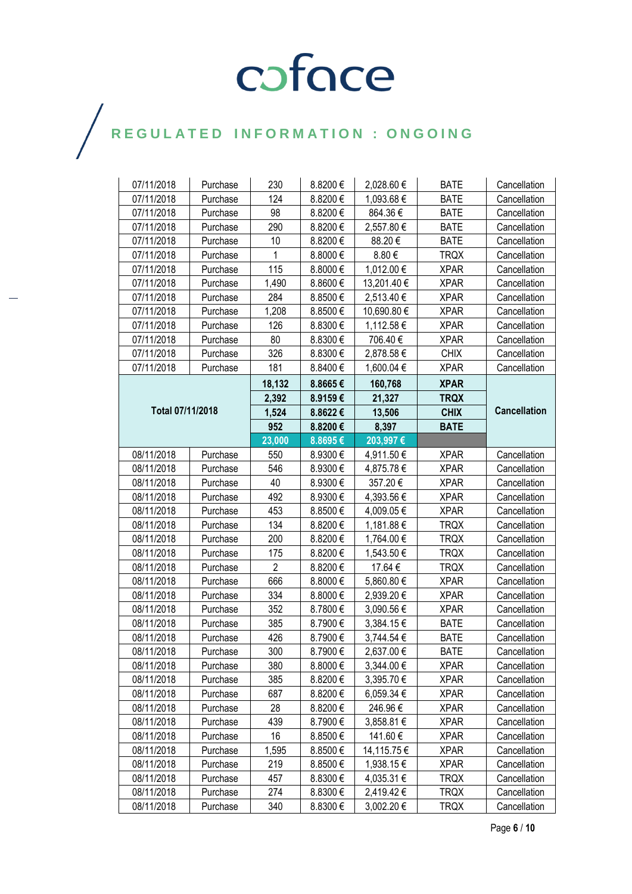# coface

## REGULATED INFORMATION : ONGOING

| | | | | | | |
|---|---|---|---|---|---|---|
| 07/11/2018 | Purchase | 230 | 8.8200 € | 2,028.60 € | BATE | Cancellation |
| 07/11/2018 | Purchase | 124 | 8.8200 € | 1,093.68 € | BATE | Cancellation |
| 07/11/2018 | Purchase | 98 | 8.8200 € | 864.36 € | BATE | Cancellation |
| 07/11/2018 | Purchase | 290 | 8.8200 € | 2,557.80 € | BATE | Cancellation |
| 07/11/2018 | Purchase | 10 | 8.8200 € | 88.20 € | BATE | Cancellation |
| 07/11/2018 | Purchase | 1 | 8.8000 € | 8.80 € | TRQX | Cancellation |
| 07/11/2018 | Purchase | 115 | 8.8000 € | 1,012.00 € | XPAR | Cancellation |
| 07/11/2018 | Purchase | 1,490 | 8.8600 € | 13,201.40 € | XPAR | Cancellation |
| 07/11/2018 | Purchase | 284 | 8.8500 € | 2,513.40 € | XPAR | Cancellation |
| 07/11/2018 | Purchase | 1,208 | 8.8500 € | 10,690.80 € | XPAR | Cancellation |
| 07/11/2018 | Purchase | 126 | 8.8300 € | 1,112.58 € | XPAR | Cancellation |
| 07/11/2018 | Purchase | 80 | 8.8300 € | 706.40 € | XPAR | Cancellation |
| 07/11/2018 | Purchase | 326 | 8.8300 € | 2,878.58 € | CHIX | Cancellation |
| 07/11/2018 | Purchase | 181 | 8.8400 € | 1,600.04 € | XPAR | Cancellation |
| **Total 07/11/2018** | | **18,132** | **8.8665 €** | **160,768** | **XPAR** | **Cancellation** |
| | | **2,392** | **8.9159 €** | **21,327** | **TRQX** | |
| | | **1,524** | **8.8622 €** | **13,506** | **CHIX** | |
| | | **952** | **8.8200 €** | **8,397** | **BATE** | |
| | | **23,000** | **8.8695 €** | **203,997 €** | | |
| 08/11/2018 | Purchase | 550 | 8.9300 € | 4,911.50 € | XPAR | Cancellation |
| 08/11/2018 | Purchase | 546 | 8.9300 € | 4,875.78 € | XPAR | Cancellation |
| 08/11/2018 | Purchase | 40 | 8.9300 € | 357.20 € | XPAR | Cancellation |
| 08/11/2018 | Purchase | 492 | 8.9300 € | 4,393.56 € | XPAR | Cancellation |
| 08/11/2018 | Purchase | 453 | 8.8500 € | 4,009.05 € | XPAR | Cancellation |
| 08/11/2018 | Purchase | 134 | 8.8200 € | 1,181.88 € | TRQX | Cancellation |
| 08/11/2018 | Purchase | 200 | 8.8200 € | 1,764.00 € | TRQX | Cancellation |
| 08/11/2018 | Purchase | 175 | 8.8200 € | 1,543.50 € | TRQX | Cancellation |
| 08/11/2018 | Purchase | 2 | 8.8200 € | 17.64 € | TRQX | Cancellation |
| 08/11/2018 | Purchase | 666 | 8.8000 € | 5,860.80 € | XPAR | Cancellation |
| 08/11/2018 | Purchase | 334 | 8.8000 € | 2,939.20 € | XPAR | Cancellation |
| 08/11/2018 | Purchase | 352 | 8.7800 € | 3,090.56 € | XPAR | Cancellation |
| 08/11/2018 | Purchase | 385 | 8.7900 € | 3,384.15 € | BATE | Cancellation |
| 08/11/2018 | Purchase | 426 | 8.7900 € | 3,744.54 € | BATE | Cancellation |
| 08/11/2018 | Purchase | 300 | 8.7900 € | 2,637.00 € | BATE | Cancellation |
| 08/11/2018 | Purchase | 380 | 8.8000 € | 3,344.00 € | XPAR | Cancellation |
| 08/11/2018 | Purchase | 385 | 8.8200 € | 3,395.70 € | XPAR | Cancellation |
| 08/11/2018 | Purchase | 687 | 8.8200 € | 6,059.34 € | XPAR | Cancellation |
| 08/11/2018 | Purchase | 28 | 8.8200 € | 246.96 € | XPAR | Cancellation |
| 08/11/2018 | Purchase | 439 | 8.7900 € | 3,858.81 € | XPAR | Cancellation |
| 08/11/2018 | Purchase | 16 | 8.8500 € | 141.60 € | XPAR | Cancellation |
| 08/11/2018 | Purchase | 1,595 | 8.8500 € | 14,115.75 € | XPAR | Cancellation |
| 08/11/2018 | Purchase | 219 | 8.8500 € | 1,938.15 € | XPAR | Cancellation |
| 08/11/2018 | Purchase | 457 | 8.8300 € | 4,035.31 € | TRQX | Cancellation |
| 08/11/2018 | Purchase | 274 | 8.8300 € | 2,419.42 € | TRQX | Cancellation |
| 08/11/2018 | Purchase | 340 | 8.8300 € | 3,002.20 € | TRQX | Cancellation |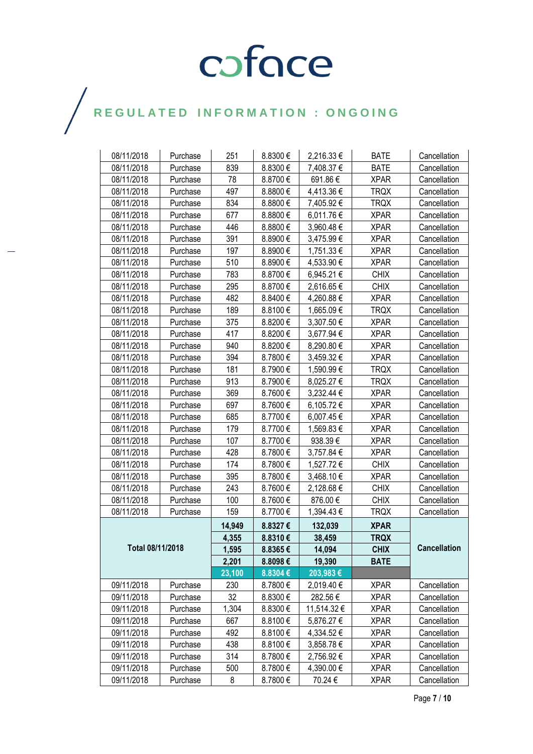| | | | | | | |
|---|---|---|---|---|---|---|
| 08/11/2018 | Purchase | 251 | 8.8300 € | 2,216.33 € | BATE | Cancellation |
| 08/11/2018 | Purchase | 839 | 8.8300 € | 7,408.37 € | BATE | Cancellation |
| 08/11/2018 | Purchase | 78 | 8.8700 € | 691.86 € | XPAR | Cancellation |
| 08/11/2018 | Purchase | 497 | 8.8800 € | 4,413.36 € | TRQX | Cancellation |
| 08/11/2018 | Purchase | 834 | 8.8800 € | 7,405.92 € | TRQX | Cancellation |
| 08/11/2018 | Purchase | 677 | 8.8800 € | 6,011.76 € | XPAR | Cancellation |
| 08/11/2018 | Purchase | 446 | 8.8800 € | 3,960.48 € | XPAR | Cancellation |
| 08/11/2018 | Purchase | 391 | 8.8900 € | 3,475.99 € | XPAR | Cancellation |
| 08/11/2018 | Purchase | 197 | 8.8900 € | 1,751.33 € | XPAR | Cancellation |
| 08/11/2018 | Purchase | 510 | 8.8900 € | 4,533.90 € | XPAR | Cancellation |
| 08/11/2018 | Purchase | 783 | 8.8700 € | 6,945.21 € | CHIX | Cancellation |
| 08/11/2018 | Purchase | 295 | 8.8700 € | 2,616.65 € | CHIX | Cancellation |
| 08/11/2018 | Purchase | 482 | 8.8400 € | 4,260.88 € | XPAR | Cancellation |
| 08/11/2018 | Purchase | 189 | 8.8100 € | 1,665.09 € | TRQX | Cancellation |
| 08/11/2018 | Purchase | 375 | 8.8200 € | 3,307.50 € | XPAR | Cancellation |
| 08/11/2018 | Purchase | 417 | 8.8200 € | 3,677.94 € | XPAR | Cancellation |
| 08/11/2018 | Purchase | 940 | 8.8200 € | 8,290.80 € | XPAR | Cancellation |
| 08/11/2018 | Purchase | 394 | 8.7800 € | 3,459.32 € | XPAR | Cancellation |
| 08/11/2018 | Purchase | 181 | 8.7900 € | 1,590.99 € | TRQX | Cancellation |
| 08/11/2018 | Purchase | 913 | 8.7900 € | 8,025.27 € | TRQX | Cancellation |
| 08/11/2018 | Purchase | 369 | 8.7600 € | 3,232.44 € | XPAR | Cancellation |
| 08/11/2018 | Purchase | 697 | 8.7600 € | 6,105.72 € | XPAR | Cancellation |
| 08/11/2018 | Purchase | 685 | 8.7700 € | 6,007.45 € | XPAR | Cancellation |
| 08/11/2018 | Purchase | 179 | 8.7700 € | 1,569.83 € | XPAR | Cancellation |
| 08/11/2018 | Purchase | 107 | 8.7700 € | 938.39 € | XPAR | Cancellation |
| 08/11/2018 | Purchase | 428 | 8.7800 € | 3,757.84 € | XPAR | Cancellation |
| 08/11/2018 | Purchase | 174 | 8.7800 € | 1,527.72 € | CHIX | Cancellation |
| 08/11/2018 | Purchase | 395 | 8.7800 € | 3,468.10 € | XPAR | Cancellation |
| 08/11/2018 | Purchase | 243 | 8.7600 € | 2,128.68 € | CHIX | Cancellation |
| 08/11/2018 | Purchase | 100 | 8.7600 € | 876.00 € | CHIX | Cancellation |
| 08/11/2018 | Purchase | 159 | 8.7700 € | 1,394.43 € | TRQX | Cancellation |
| **Total 08/11/2018** | | **14,949** | **8.8327 €** | **132,039** | **XPAR** | **Cancellation** |
| | | **4,355** | **8.8310 €** | **38,459** | **TRQX** | |
| | | **1,595** | **8.8365 €** | **14,094** | **CHIX** | |
| | | **2,201** | **8.8098 €** | **19,390** | **BATE** | |
| | | **23,100** | **8.8304 €** | **203,983 €** | | |
| 09/11/2018 | Purchase | 230 | 8.7800 € | 2,019.40 € | XPAR | Cancellation |
| 09/11/2018 | Purchase | 32 | 8.8300 € | 282.56 € | XPAR | Cancellation |
| 09/11/2018 | Purchase | 1,304 | 8.8300 € | 11,514.32 € | XPAR | Cancellation |
| 09/11/2018 | Purchase | 667 | 8.8100 € | 5,876.27 € | XPAR | Cancellation |
| 09/11/2018 | Purchase | 492 | 8.8100 € | 4,334.52 € | XPAR | Cancellation |
| 09/11/2018 | Purchase | 438 | 8.8100 € | 3,858.78 € | XPAR | Cancellation |
| 09/11/2018 | Purchase | 314 | 8.7800 € | 2,756.92 € | XPAR | Cancellation |
| 09/11/2018 | Purchase | 500 | 8.7800 € | 4,390.00 € | XPAR | Cancellation |
| 09/11/2018 | Purchase | 8 | 8.7800 € | 70.24 € | XPAR | Cancellation |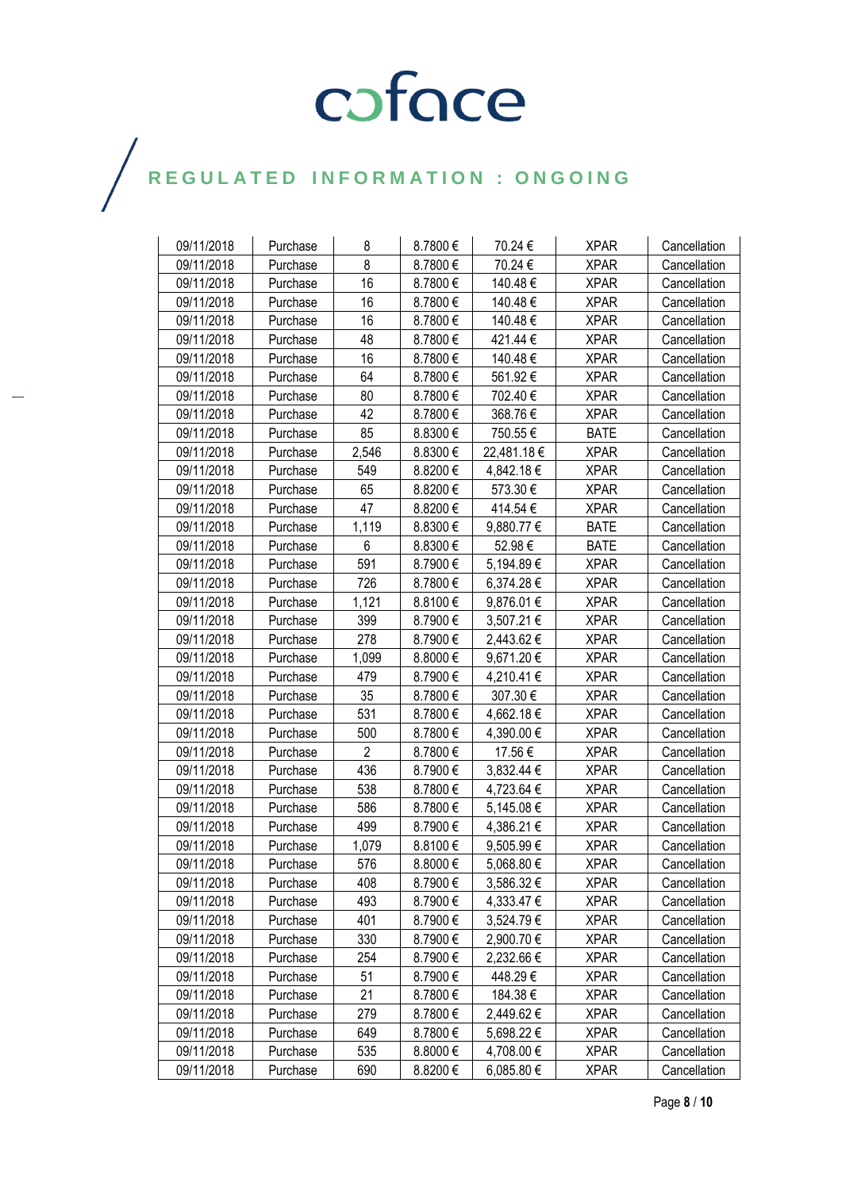| 09/11/2018 | Purchase | 8 | 8.7800 € | 70.24 € | XPAR | Cancellation |
|---|---|---|---|---|---|---|
| 09/11/2018 | Purchase | 8 | 8.7800 € | 70.24 € | XPAR | Cancellation |
| 09/11/2018 | Purchase | 16 | 8.7800 € | 140.48 € | XPAR | Cancellation |
| 09/11/2018 | Purchase | 16 | 8.7800 € | 140.48 € | XPAR | Cancellation |
| 09/11/2018 | Purchase | 16 | 8.7800 € | 140.48 € | XPAR | Cancellation |
| 09/11/2018 | Purchase | 48 | 8.7800 € | 421.44 € | XPAR | Cancellation |
| 09/11/2018 | Purchase | 16 | 8.7800 € | 140.48 € | XPAR | Cancellation |
| 09/11/2018 | Purchase | 64 | 8.7800 € | 561.92 € | XPAR | Cancellation |
| 09/11/2018 | Purchase | 80 | 8.7800 € | 702.40 € | XPAR | Cancellation |
| 09/11/2018 | Purchase | 42 | 8.7800 € | 368.76 € | XPAR | Cancellation |
| 09/11/2018 | Purchase | 85 | 8.8300 € | 750.55 € | BATE | Cancellation |
| 09/11/2018 | Purchase | 2,546 | 8.8300 € | 22,481.18 € | XPAR | Cancellation |
| 09/11/2018 | Purchase | 549 | 8.8200 € | 4,842.18 € | XPAR | Cancellation |
| 09/11/2018 | Purchase | 65 | 8.8200 € | 573.30 € | XPAR | Cancellation |
| 09/11/2018 | Purchase | 47 | 8.8200 € | 414.54 € | XPAR | Cancellation |
| 09/11/2018 | Purchase | 1,119 | 8.8300 € | 9,880.77 € | BATE | Cancellation |
| 09/11/2018 | Purchase | 6 | 8.8300 € | 52.98 € | BATE | Cancellation |
| 09/11/2018 | Purchase | 591 | 8.7900 € | 5,194.89 € | XPAR | Cancellation |
| 09/11/2018 | Purchase | 726 | 8.7800 € | 6,374.28 € | XPAR | Cancellation |
| 09/11/2018 | Purchase | 1,121 | 8.8100 € | 9,876.01 € | XPAR | Cancellation |
| 09/11/2018 | Purchase | 399 | 8.7900 € | 3,507.21 € | XPAR | Cancellation |
| 09/11/2018 | Purchase | 278 | 8.7900 € | 2,443.62 € | XPAR | Cancellation |
| 09/11/2018 | Purchase | 1,099 | 8.8000 € | 9,671.20 € | XPAR | Cancellation |
| 09/11/2018 | Purchase | 479 | 8.7900 € | 4,210.41 € | XPAR | Cancellation |
| 09/11/2018 | Purchase | 35 | 8.7800 € | 307.30 € | XPAR | Cancellation |
| 09/11/2018 | Purchase | 531 | 8.7800 € | 4,662.18 € | XPAR | Cancellation |
| 09/11/2018 | Purchase | 500 | 8.7800 € | 4,390.00 € | XPAR | Cancellation |
| 09/11/2018 | Purchase | 2 | 8.7800 € | 17.56 € | XPAR | Cancellation |
| 09/11/2018 | Purchase | 436 | 8.7900 € | 3,832.44 € | XPAR | Cancellation |
| 09/11/2018 | Purchase | 538 | 8.7800 € | 4,723.64 € | XPAR | Cancellation |
| 09/11/2018 | Purchase | 586 | 8.7800 € | 5,145.08 € | XPAR | Cancellation |
| 09/11/2018 | Purchase | 499 | 8.7900 € | 4,386.21 € | XPAR | Cancellation |
| 09/11/2018 | Purchase | 1,079 | 8.8100 € | 9,505.99 € | XPAR | Cancellation |
| 09/11/2018 | Purchase | 576 | 8.8000 € | 5,068.80 € | XPAR | Cancellation |
| 09/11/2018 | Purchase | 408 | 8.7900 € | 3,586.32 € | XPAR | Cancellation |
| 09/11/2018 | Purchase | 493 | 8.7900 € | 4,333.47 € | XPAR | Cancellation |
| 09/11/2018 | Purchase | 401 | 8.7900 € | 3,524.79 € | XPAR | Cancellation |
| 09/11/2018 | Purchase | 330 | 8.7900 € | 2,900.70 € | XPAR | Cancellation |
| 09/11/2018 | Purchase | 254 | 8.7900 € | 2,232.66 € | XPAR | Cancellation |
| 09/11/2018 | Purchase | 51 | 8.7900 € | 448.29 € | XPAR | Cancellation |
| 09/11/2018 | Purchase | 21 | 8.7800 € | 184.38 € | XPAR | Cancellation |
| 09/11/2018 | Purchase | 279 | 8.7800 € | 2,449.62 € | XPAR | Cancellation |
| 09/11/2018 | Purchase | 649 | 8.7800 € | 5,698.22 € | XPAR | Cancellation |
| 09/11/2018 | Purchase | 535 | 8.8000 € | 4,708.00 € | XPAR | Cancellation |
| 09/11/2018 | Purchase | 690 | 8.8200 € | 6,085.80 € | XPAR | Cancellation |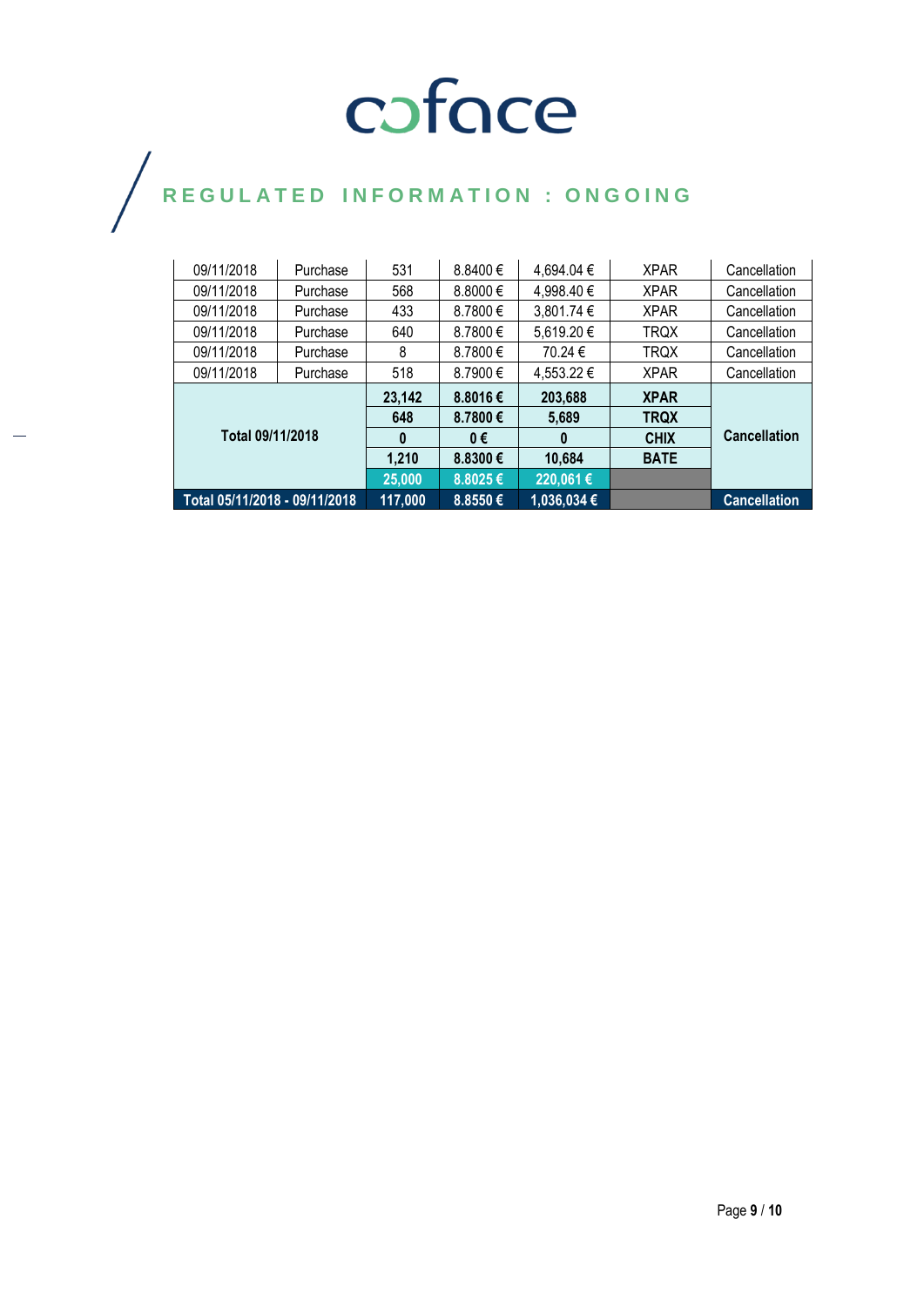# REGULATED INFORMATION : ONGOING

| | | | | | | |
|---|---|---|---|---|---|---|
| 09/11/2018 | Purchase | 531 | 8.8400 € | 4,694.04 € | XPAR | Cancellation |
| 09/11/2018 | Purchase | 568 | 8.8000 € | 4,998.40 € | XPAR | Cancellation |
| 09/11/2018 | Purchase | 433 | 8.7800 € | 3,801.74 € | XPAR | Cancellation |
| 09/11/2018 | Purchase | 640 | 8.7800 € | 5,619.20 € | TRQX | Cancellation |
| 09/11/2018 | Purchase | 8 | 8.7800 € | 70.24 € | TRQX | Cancellation |
| 09/11/2018 | Purchase | 518 | 8.7900 € | 4,553.22 € | XPAR | Cancellation |
| **Total 09/11/2018** | | **23,142** | **8.8016 €** | **203,688** | **XPAR** | **Cancellation** |
| | | **648** | **8.7800 €** | **5,689** | **TRQX** | |
| | | **0** | **0 €** | **0** | **CHIX** | |
| | | **1,210** | **8.8300 €** | **10,684** | **BATE** | |
| | | **25,000** | **8.8025 €** | **220,061 €** | | |
| **Total 05/11/2018 - 09/11/2018** | | **117,000** | **8.8550 €** | **1,036,034 €** | | **Cancellation** |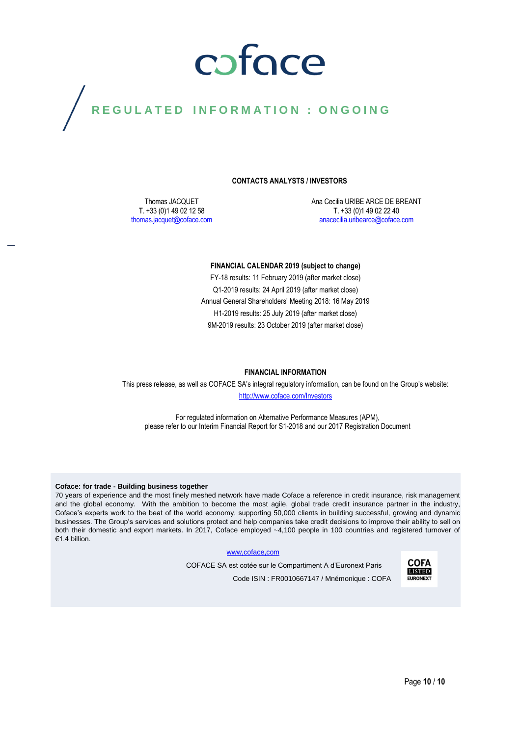coface

# REGULATED INFORMATION : ONGOING

**CONTACTS ANALYSTS / INVESTORS**

Thomas JACQUET
T. +33 (0)1 49 02 12 58
thomas.jacquet@coface.com

Ana Cecilia URIBE ARCE DE BREANT
T. +33 (0)1 49 02 22 40
anacecilia.uribearce@coface.com

**FINANCIAL CALENDAR 2019 (subject to change)**

FY-18 results: 11 February 2019 (after market close)
Q1-2019 results: 24 April 2019 (after market close)
Annual General Shareholders' Meeting 2018: 16 May 2019
H1-2019 results: 25 July 2019 (after market close)
9M-2019 results: 23 October 2019 (after market close)

**FINANCIAL INFORMATION**

This press release, as well as COFACE SA's integral regulatory information, can be found on the Group's website:
http://www.coface.com/Investors

For regulated information on Alternative Performance Measures (APM),
please refer to our Interim Financial Report for S1-2018 and our 2017 Registration Document

**Coface: for trade - Building business together**
70 years of experience and the most finely meshed network have made Coface a reference in credit insurance, risk management and the global economy. With the ambition to become the most agile, global trade credit insurance partner in the industry, Coface's experts work to the beat of the world economy, supporting 50,000 clients in building successful, growing and dynamic businesses. The Group's services and solutions protect and help companies take credit decisions to improve their ability to sell on both their domestic and export markets. In 2017, Coface employed ~4,100 people in 100 countries and registered turnover of €1.4 billion.

www,coface,com

COFACE SA est cotée sur le Compartiment A d'Euronext Paris
Code ISIN : FR0010667147 / Mnémonique : COFA

COFA LISTED EURONEXT